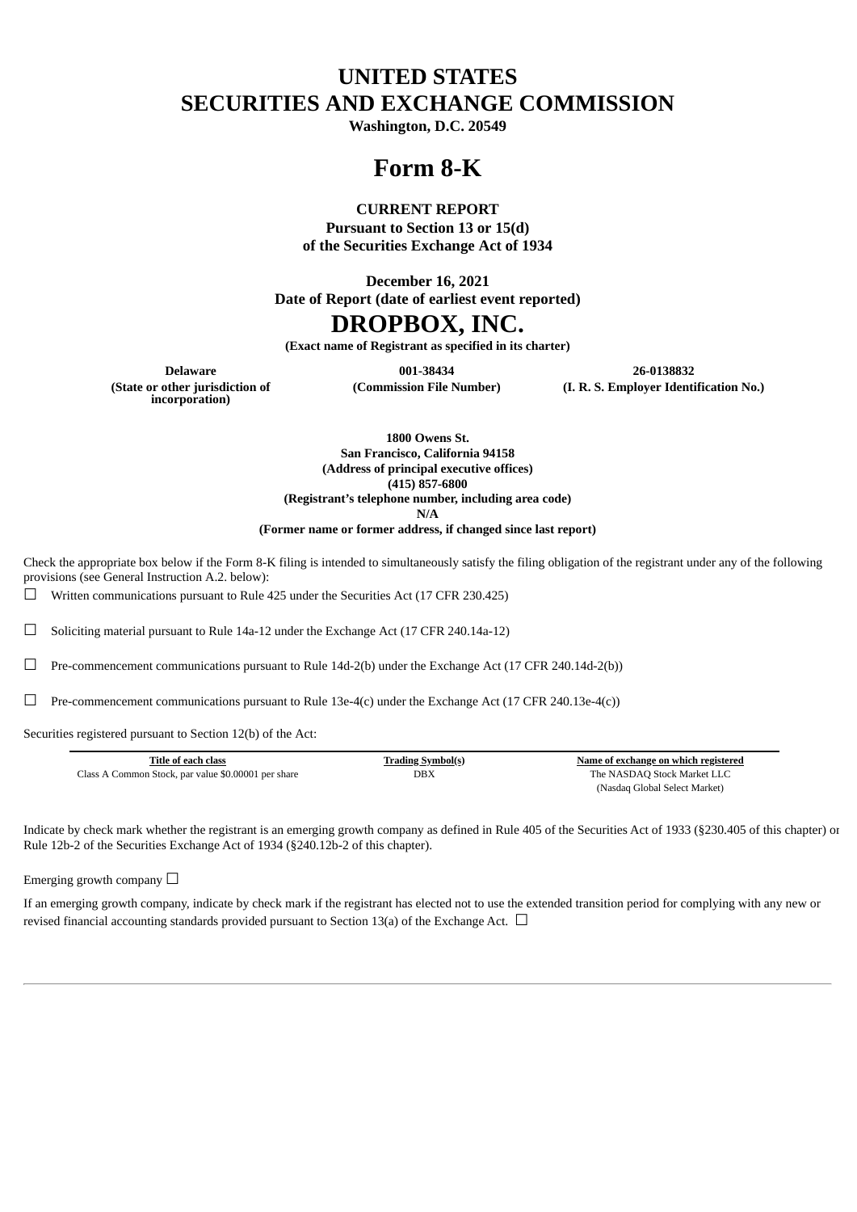# UNITED STATES
# SECURITIES AND EXCHANGE COMMISSION

**Washington, D.C. 20549**

# Form 8-K

**CURRENT REPORT**
**Pursuant to Section 13 or 15(d)**
**of the Securities Exchange Act of 1934**

**December 16, 2021**
**Date of Report (date of earliest event reported)**

# DROPBOX, INC.

**(Exact name of Registrant as specified in its charter)**

| Delaware | 001-38434 | 26-0138832 |
|---|---|---|
| (State or other jurisdiction of incorporation) | (Commission File Number) | (I. R. S. Employer Identification No.) |

**1800 Owens St.**
**San Francisco, California 94158**
**(Address of principal executive offices)**
**(415) 857-6800**
**(Registrant's telephone number, including area code)**
**N/A**
**(Former name or former address, if changed since last report)**

Check the appropriate box below if the Form 8-K filing is intended to simultaneously satisfy the filing obligation of the registrant under any of the following provisions (see General Instruction A.2. below):

☐ Written communications pursuant to Rule 425 under the Securities Act (17 CFR 230.425)

☐ Soliciting material pursuant to Rule 14a-12 under the Exchange Act (17 CFR 240.14a-12)

☐ Pre-commencement communications pursuant to Rule 14d-2(b) under the Exchange Act (17 CFR 240.14d-2(b))

☐ Pre-commencement communications pursuant to Rule 13e-4(c) under the Exchange Act (17 CFR 240.13e-4(c))

Securities registered pursuant to Section 12(b) of the Act:

| Title of each class | Trading Symbol(s) | Name of exchange on which registered |
|---|---|---|
| Class A Common Stock, par value $0.00001 per share | DBX | The NASDAQ Stock Market LLC (Nasdaq Global Select Market) |

Indicate by check mark whether the registrant is an emerging growth company as defined in Rule 405 of the Securities Act of 1933 (§230.405 of this chapter) or Rule 12b-2 of the Securities Exchange Act of 1934 (§240.12b-2 of this chapter).

Emerging growth company ☐

If an emerging growth company, indicate by check mark if the registrant has elected not to use the extended transition period for complying with any new or revised financial accounting standards provided pursuant to Section 13(a) of the Exchange Act. ☐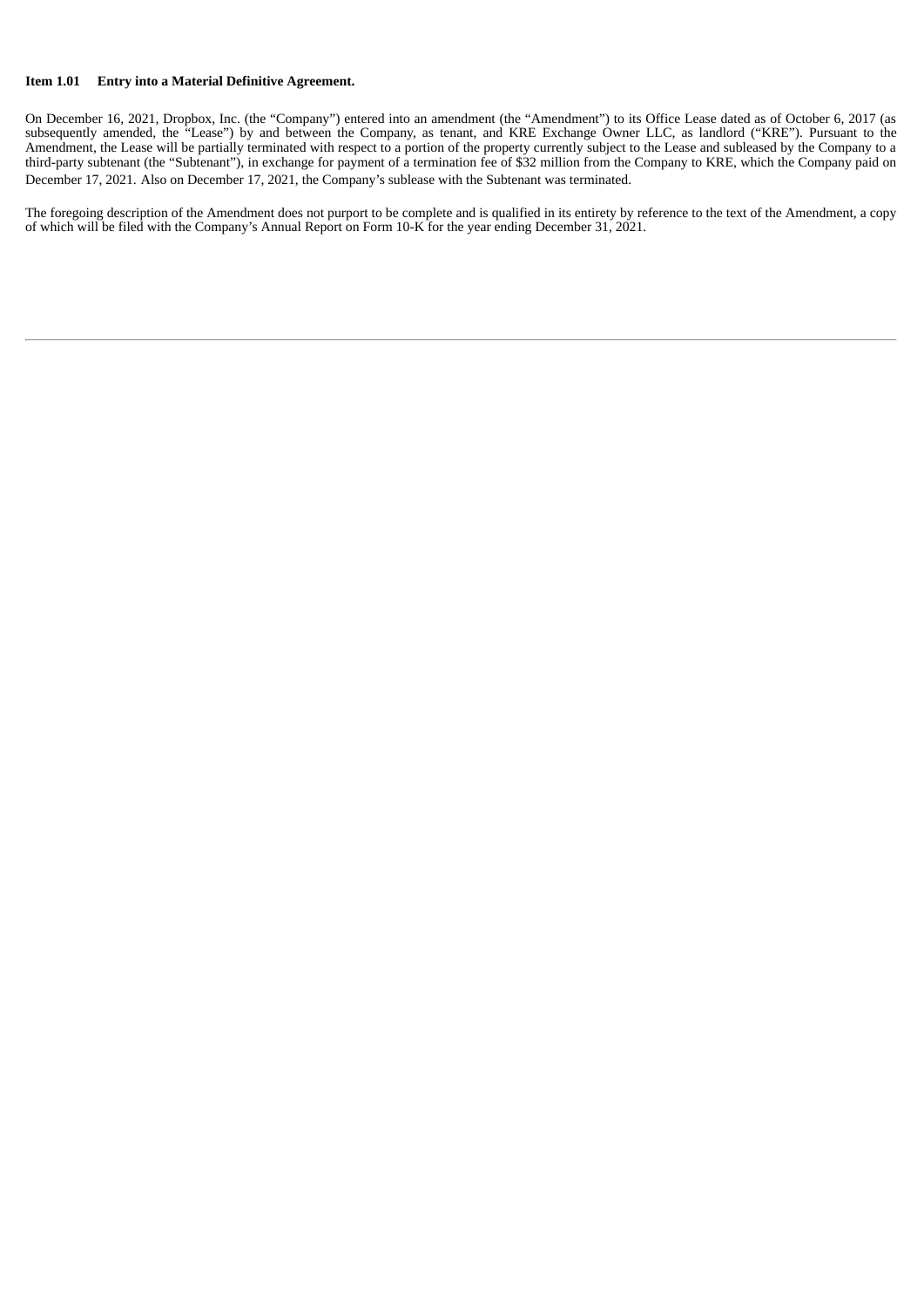**Item 1.01 Entry into a Material Definitive Agreement.**

On December 16, 2021, Dropbox, Inc. (the "Company") entered into an amendment (the "Amendment") to its Office Lease dated as of October 6, 2017 (as subsequently amended, the "Lease") by and between the Company, as tenant, and KRE Exchange Owner LLC, as landlord ("KRE"). Pursuant to the Amendment, the Lease will be partially terminated with respect to a portion of the property currently subject to the Lease and subleased by the Company to a third-party subtenant (the "Subtenant"), in exchange for payment of a termination fee of $32 million from the Company to KRE, which the Company paid on December 17, 2021. Also on December 17, 2021, the Company's sublease with the Subtenant was terminated.

The foregoing description of the Amendment does not purport to be complete and is qualified in its entirety by reference to the text of the Amendment, a copy of which will be filed with the Company's Annual Report on Form 10-K for the year ending December 31, 2021.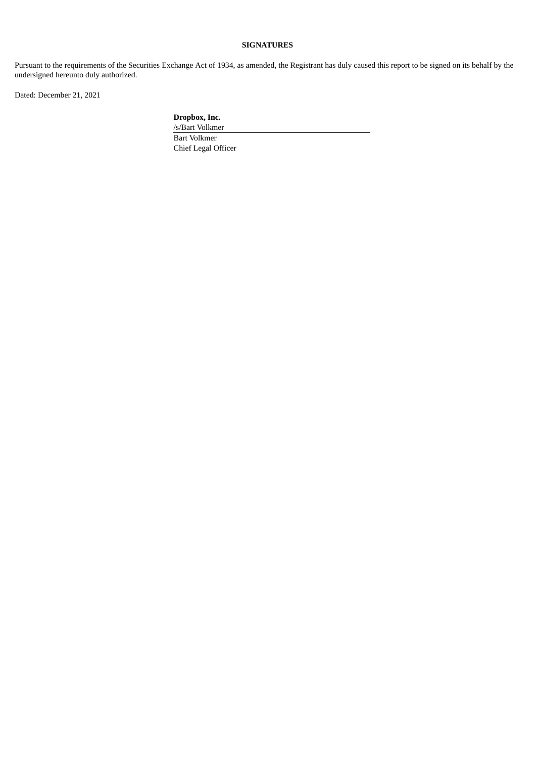**SIGNATURES**

Pursuant to the requirements of the Securities Exchange Act of 1934, as amended, the Registrant has duly caused this report to be signed on its behalf by the undersigned hereunto duly authorized.

Dated: December 21, 2021

**Dropbox, Inc.**

/s/Bart Volkmer

Bart Volkmer

Chief Legal Officer